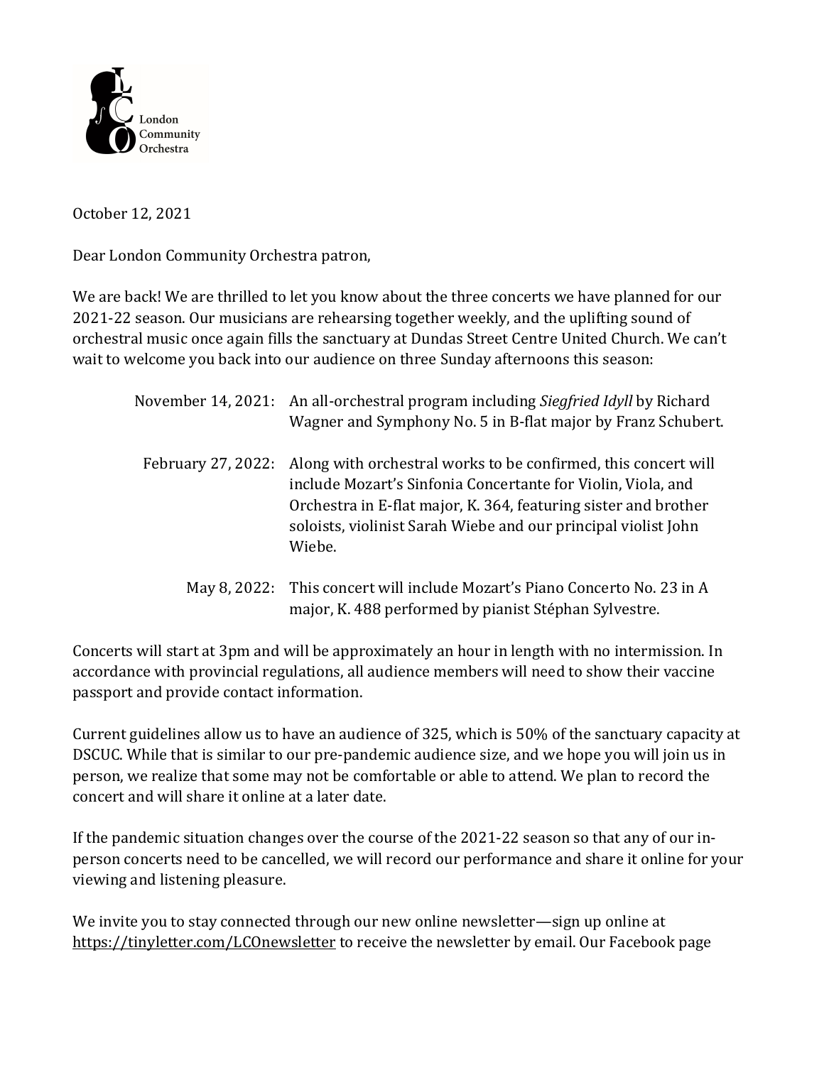London Community Orchestra

October 12, 2021

Dear London Community Orchestra patron,

We are back! We are thrilled to let you know about the three concerts we have planned for our 2021-22 season. Our musicians are rehearsing together weekly, and the uplifting sound of orchestral music once again fills the sanctuary at Dundas Street Centre United Church. We can't wait to welcome you back into our audience on three Sunday afternoons this season:

| | |
|---|---|
| November 14, 2021: | An all-orchestral program including *Siegfried Idyll* by Richard Wagner and Symphony No. 5 in B-flat major by Franz Schubert. |
| February 27, 2022: | Along with orchestral works to be confirmed, this concert will include Mozart's Sinfonia Concertante for Violin, Viola, and Orchestra in E-flat major, K. 364, featuring sister and brother soloists, violinist Sarah Wiebe and our principal violist John Wiebe. |
| May 8, 2022: | This concert will include Mozart's Piano Concerto No. 23 in A major, K. 488 performed by pianist Stéphan Sylvestre. |

Concerts will start at 3pm and will be approximately an hour in length with no intermission. In accordance with provincial regulations, all audience members will need to show their vaccine passport and provide contact information.

Current guidelines allow us to have an audience of 325, which is 50% of the sanctuary capacity at DSCUC. While that is similar to our pre-pandemic audience size, and we hope you will join us in person, we realize that some may not be comfortable or able to attend. We plan to record the concert and will share it online at a later date.

If the pandemic situation changes over the course of the 2021-22 season so that any of our in-person concerts need to be cancelled, we will record our performance and share it online for your viewing and listening pleasure.

We invite you to stay connected through our new online newsletter—sign up online at https://tinyletter.com/LCOnewsletter to receive the newsletter by email. Our Facebook page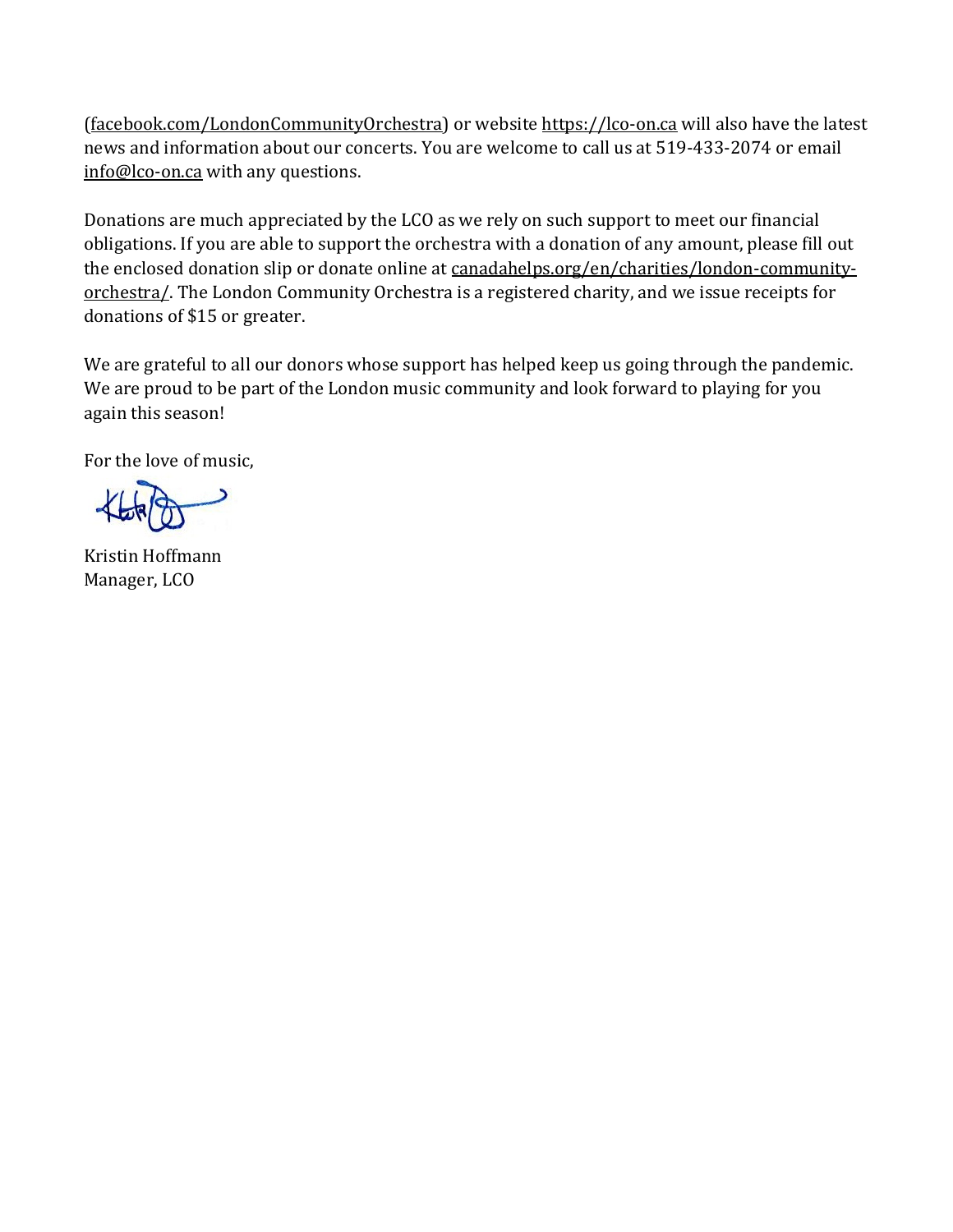(facebook.com/LondonCommunityOrchestra) or website https://lco-on.ca will also have the latest news and information about our concerts. You are welcome to call us at 519-433-2074 or email info@lco-on.ca with any questions.

Donations are much appreciated by the LCO as we rely on such support to meet our financial obligations. If you are able to support the orchestra with a donation of any amount, please fill out the enclosed donation slip or donate online at canadahelps.org/en/charities/london-community-orchestra/. The London Community Orchestra is a registered charity, and we issue receipts for donations of $15 or greater.

We are grateful to all our donors whose support has helped keep us going through the pandemic. We are proud to be part of the London music community and look forward to playing for you again this season!

For the love of music,

Kristin Hoffmann
Manager, LCO